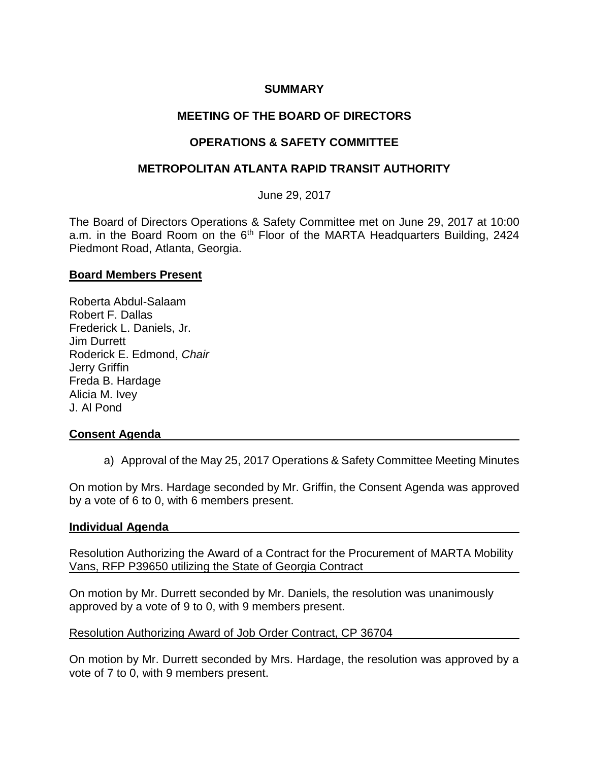# SUMMARY

# MEETING OF THE BOARD OF DIRECTORS

# OPERATIONS & SAFETY COMMITTEE

# METROPOLITAN ATLANTA RAPID TRANSIT AUTHORITY

June 29, 2017

The Board of Directors Operations & Safety Committee met on June 29, 2017 at 10:00 a.m. in the Board Room on the 6th Floor of the MARTA Headquarters Building, 2424 Piedmont Road, Atlanta, Georgia.

## Board Members Present

Roberta Abdul-Salaam
Robert F. Dallas
Frederick L. Daniels, Jr.
Jim Durrett
Roderick E. Edmond, *Chair*
Jerry Griffin
Freda B. Hardage
Alicia M. Ivey
J. Al Pond

## Consent Agenda

a) Approval of the May 25, 2017 Operations & Safety Committee Meeting Minutes

On motion by Mrs. Hardage seconded by Mr. Griffin, the Consent Agenda was approved by a vote of 6 to 0, with 6 members present.

## Individual Agenda

Resolution Authorizing the Award of a Contract for the Procurement of MARTA Mobility Vans, RFP P39650 utilizing the State of Georgia Contract

On motion by Mr. Durrett seconded by Mr. Daniels, the resolution was unanimously approved by a vote of 9 to 0, with 9 members present.

Resolution Authorizing Award of Job Order Contract, CP 36704

On motion by Mr. Durrett seconded by Mrs. Hardage, the resolution was approved by a vote of 7 to 0, with 9 members present.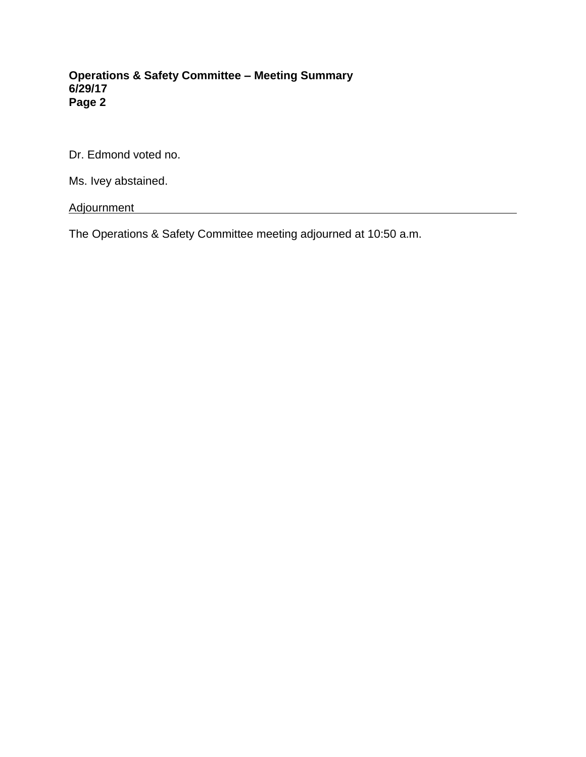Dr. Edmond voted no.

Ms. Ivey abstained.

## Adjournment

The Operations & Safety Committee meeting adjourned at 10:50 a.m.